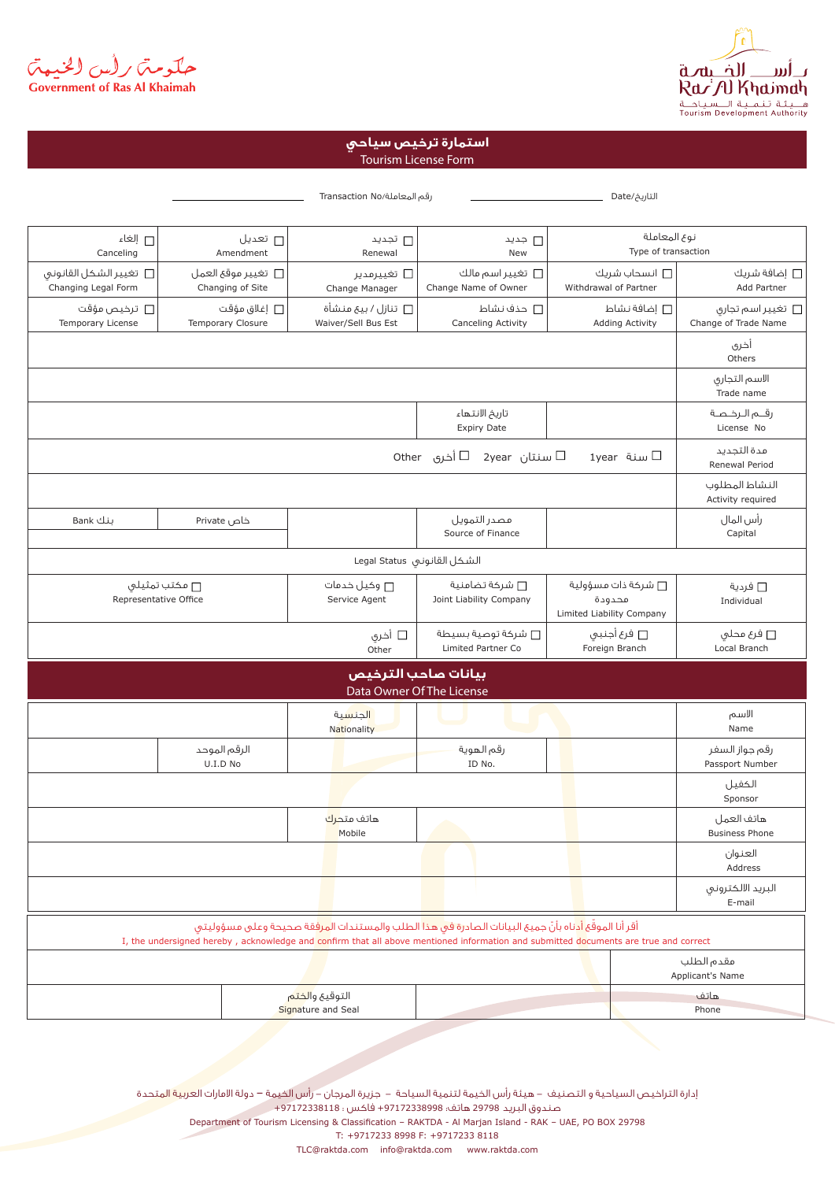حكومة رأس الخيمة
Government of Ras Al Khaimah

رأس الخيمة
Ras Al Khaimah
هيئة تنمية السياحة
Tourism Development Authority

# استمارة ترخيص سياحي
## Tourism License Form

Date/التاريخ ____________ Transaction No/رقم المعاملة ____________

| | | | | | |
|---|---|---|---|---|---|
| ☐ إلغاء Canceling | ☐ تعديل Amendment | ☐ تجديد Renewal | ☐ جديد New | | نوع المعاملة Type of transaction |
| ☐ تغيير الشكل القانوني Changing Legal Form | ☐ تغيير موقع العمل Changing of Site | ☐ تغييرمدير Change Manager | ☐ تغيير اسم مالك Change Name of Owner | ☐ انسحاب شريك Withdrawal of Partner | ☐ إضافة شريك Add Partner |
| ☐ ترخيص مؤقت Temporary License | ☐ إغلاق مؤقت Temporary Closure | ☐ تنازل / بيع منشأة Waiver/Sell Bus Est | ☐ حذف نشاط Canceling Activity | ☐ إضافة نشاط Adding Activity | ☐ تغيير اسم تجاري Change of Trade Name |
| | | | | | أخرى Others |
| | | | | | الاسم التجاري Trade name |
| | | | تاريخ الانتهاء Expiry Date | | رقم الرخصة License No |
| Other أخرى ☐ | | 2year سنتان ☐ | | 1year سنة ☐ | مدة التجديد Renewal Period |
| | | | | | النشاط المطلوب Activity required |
| Bank بنك | Private خاص | | مصدر التمويل Source of Finance | | رأس المال Capital |
| | | | | | |

| | | | | |
|---|---|---|---|---|
| الشكل القانوني Legal Status | | | | |
| ☐ مكتب تمثيلي Representative Office | ☐ وكيل خدمات Service Agent | ☐ شركة تضامنية Joint Liability Company | ☐ شركة ذات مسؤولية محدودة Limited Liability Company | ☐ فردية Individual |
| | ☐ أخرى Other | ☐ شركة توصية بسيطة Limited Partner Co | ☐ فرع أجنبي Foreign Branch | ☐ فرع محلي Local Branch |

## بيانات صاحب الترخيص
## Data Owner Of The License

| | | | | | |
|---|---|---|---|---|---|
| | | الجنسية Nationality | | | الاسم Name |
| | الرقم الموحد U.I.D No | | رقم الهوية ID No. | | رقم جواز السفر Passport Number |
| | | | | | الكفيل Sponsor |
| | | هاتف متحرك Mobile | | | هاتف العمل Business Phone |
| | | | | | العنوان Address |
| | | | | | البريد الالكتروني E-mail |

أقر أنا الموقع أدناه بأنّ جميع البيانات الصادرة في هذا الطلب والمستندات المرفقة صحيحة وعلى مسؤوليتي
I, the undersigned hereby , acknowledge and confirm that all above mentioned information and submitted documents are true and correct

| | | | |
|---|---|---|---|
| | | | مقدم الطلب Applicant's Name |
| | التوقيع والختم Signature and Seal | | هاتف Phone |

إدارة التراخيص السياحية و التصنيف – هيئة رأس الخيمة لتنمية السياحة – جزيرة المرجان – رأس الخيمة – دولة الامارات العربية المتحدة
صندوق البريد 29798 هاتف: +97172338998 فاكس: +97172338118
Department of Tourism Licensing & Classification – RAKTDA - Al Marjan Island - RAK – UAE, PO BOX 29798
T: +9717233 8998 F: +9717233 8118
TLC@raktda.com info@raktda.com www.raktda.com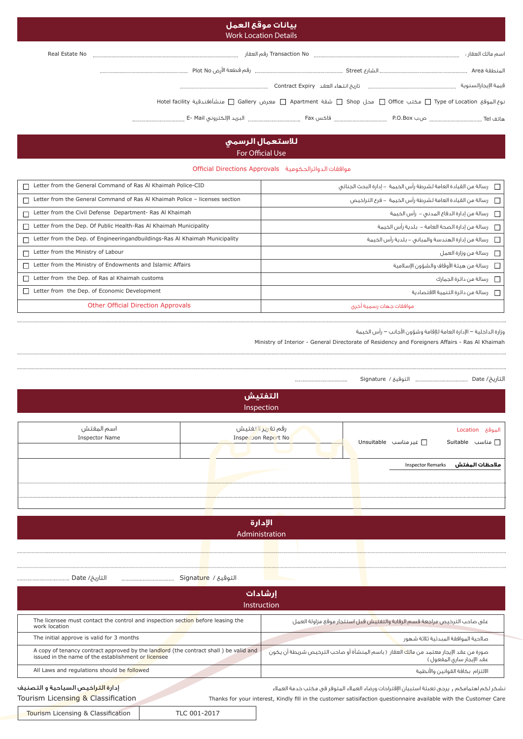## بيانات موقع العمل
## Work Location Details

اسم مالك العقار : .................. Transaction No رقم العقار .................. Real Estate No

المنطقة Area .................. الشارع Street .................. رقم قطعة الأرض Plot No ..................

قيمة الإيجارالسنوية .................. تاريخ انتهاء العقد Contract Expiry ..................

نوع الموقع Type of Location ☐ مكتب Office ☐ محل Shop ☐ شقة Apartment ☐ معرض Gallery ☐ منشأةفندقية Hotel facility

هاتف Tel .................. ص.ب P.O.Box .................. فاكس Fax .................. البريد الإلكتروني E- Mail ..................

## للاستعمال الرسمي
## For Official Use

موافقات الدوائرالحكومية Official Directions Approvals

| | |
|---|---|
| ☐ Letter from the General Command of Ras Al Khaimah Police-CID | ☐ رسالة من القيادة العامة لشرطة رأس الخيمة – إدارة البحث الجنائي |
| ☐ Letter from the General Command of Ras Al Khaimah Police – licenses section | ☐ رسالة من القيادة العامة لشرطة رأس الخيمة – فرع التراخيص |
| ☐ Letter from the Civil Defense Department- Ras Al Khaimah | ☐ رسالة من إدارة الدفاع المدني – رأس الخيمة |
| ☐ Letter from the Dep. Of Public Health-Ras Al Khaimah Municipality | ☐ رسالة من إدارة الصحة العامة – بلدية رأس الخيمة |
| ☐ Letter from the Dep. of Engineeringandbuildings-Ras Al Khaimah Municipality | ☐ رسالة من إدارة الهندسة والمباني – بلدية رأس الخيمة |
| ☐ Letter from the Ministry of Labour | ☐ رسالة من وزارة العمل |
| ☐ Letter from the Ministry of Endowments and Islamic Affairs | ☐ رسالة من هيئة الأوقاف والشؤون الإسلامية |
| ☐ Letter from the Dep. of Ras al Khaimah customs | ☐ رسالة من دائرة الجمارك |
| ☐ Letter from the Dep. of Economic Development | ☐ رسالة من دائرة التنمية الاقتصادية |
| Other Official Direction Approvals | موافقات جهات رسمية أخرى |

..................

وزارة الداخلية – الإدارة العامة للإقامة وشؤون الأجانب – رأس الخيمة

Ministry of Interior - General Directorate of Residency and Foreigners Affairs - Ras Al Khaimah

..................

..................

التاريخ/ Date .................. التوقيع / Signature ..................

## التفتيش
## Inspection

| الموقع Location | رقم تقرير التفتيش Inspection Report No | اسم المفتش Inspector Name |
|---|---|---|
| ☐ مناسب Suitable ☐ غير مناسب Unsuitable | | |

**ملاحظات المفتش** Inspector Remarks

..................

..................

## الإدارة
## Administration

..................

..................

التوقيع / Signature .................. التاريخ/ Date ..................

## إرشادات
## Instruction

| | |
|---|---|
| The licensee must contact the control and inspection section before leasing the work location | على صاحب الترخيص مراجعة قسم الرقابة والتفتيش قبل استئجار موقع مزاولة العمل |
| The initial approve is valid for 3 months | صلاحية الموافقة المبدئية ثلاثة شهور |
| A copy of tenancy contract approved by the landlord (the contract shall ) be valid and issued in the name of the establishment or licensee | صورة من عقد الإيجار معتمد من مالك العقار ( باسم المنشأة أو صاحب الترخيص شريطة أن يكون عقد الإيجار ساري المفعول ) |
| All Laws and regulations should be followed | الالتزام بكافة القوانين والأنظمة |

إدارة التراخيص السياحية و التصنيف
Tourism Licensing & Classification

نشكر لكم اهتمامكم , يرجى تعبئة استبيان الإقتراحات ورضاء العملاء المتوفر في مكتب خدمة العملاء

Thanks for your interest, Kindly fill in the customer satisifaction questionnaire available with the Customer Care

| | |
|---|---|
| Tourism Licensing & Classification | TLC 001-2017 |